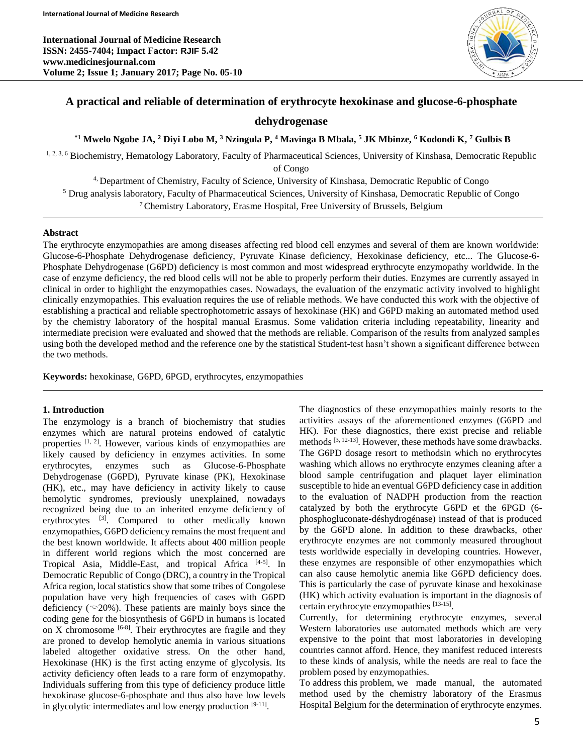# A practical and reliable of determination of erythrocyte hexokinase and glucose-6-phosphate dehydrogenase

**[*1] Mwelo Ngobe JA, [2] Diyi Lobo M, [3] Nzingula P, [4] Mavinga B Mbala, [5] JK Mbinze, [6] Kodondi K, [7] Gulbis B**

[1, 2, 3, 6] Biochemistry, Hematology Laboratory, Faculty of Pharmaceutical Sciences, University of Kinshasa, Democratic Republic of Congo

[4] Department of Chemistry, Faculty of Science, University of Kinshasa, Democratic Republic of Congo

[5] Drug analysis laboratory, Faculty of Pharmaceutical Sciences, University of Kinshasa, Democratic Republic of Congo

[7] Chemistry Laboratory, Erasme Hospital, Free University of Brussels, Belgium

### Abstract

The erythrocyte enzymopathies are among diseases affecting red blood cell enzymes and several of them are known worldwide: Glucose-6-Phosphate Dehydrogenase deficiency, Pyruvate Kinase deficiency, Hexokinase deficiency, etc... The Glucose-6-Phosphate Dehydrogenase (G6PD) deficiency is most common and most widespread erythrocyte enzymopathy worldwide. In the case of enzyme deficiency, the red blood cells will not be able to properly perform their duties. Enzymes are currently assayed in clinical in order to highlight the enzymopathies cases. Nowadays, the evaluation of the enzymatic activity involved to highlight clinically enzymopathies. This evaluation requires the use of reliable methods. We have conducted this work with the objective of establishing a practical and reliable spectrophotometric assays of hexokinase (HK) and G6PD making an automated method used by the chemistry laboratory of the hospital manual Erasmus. Some validation criteria including repeatability, linearity and intermediate precision were evaluated and showed that the methods are reliable. Comparison of the results from analyzed samples using both the developed method and the reference one by the statistical Student-test hasn't shown a significant difference between the two methods.

**Keywords:** hexokinase, G6PD, 6PGD, erythrocytes, enzymopathies

## 1. Introduction

The enzymology is a branch of biochemistry that studies enzymes which are natural proteins endowed of catalytic properties [1, 2]. However, various kinds of enzymopathies are likely caused by deficiency in enzymes activities. In some erythrocytes, enzymes such as Glucose-6-Phosphate Dehydrogenase (G6PD), Pyruvate kinase (PK), Hexokinase (HK), etc., may have deficiency in activity likely to cause hemolytic syndromes, previously unexplained, nowadays recognized being due to an inherited enzyme deficiency of erythrocytes [3]. Compared to other medically known enzymopathies, G6PD deficiency remains the most frequent and the best known worldwide. It affects about 400 million people in different world regions which the most concerned are Tropical Asia, Middle-East, and tropical Africa [4-5]. In Democratic Republic of Congo (DRC), a country in the Tropical Africa region, local statistics show that some tribes of Congolese population have very high frequencies of cases with G6PD deficiency (≈20%). These patients are mainly boys since the coding gene for the biosynthesis of G6PD in humans is located on X chromosome [6-8]. Their erythrocytes are fragile and they are proned to develop hemolytic anemia in various situations labeled altogether oxidative stress. On the other hand, Hexokinase (HK) is the first acting enzyme of glycolysis. Its activity deficiency often leads to a rare form of enzymopathy. Individuals suffering from this type of deficiency produce little hexokinase glucose-6-phosphate and thus also have low levels in glycolytic intermediates and low energy production [9-11].

The diagnostics of these enzymopathies mainly resorts to the activities assays of the aforementioned enzymes (G6PD and HK). For these diagnostics, there exist precise and reliable methods [3, 12-13]. However, these methods have some drawbacks. The G6PD dosage resort to methodsin which no erythrocytes washing which allows no erythrocyte enzymes cleaning after a blood sample centrifugation and plaquet layer elimination susceptible to hide an eventual G6PD deficiency case in addition to the evaluation of NADPH production from the reaction catalyzed by both the erythrocyte G6PD et the 6PGD (6-phosphogluconate-déshydrogénase) instead of that is produced by the G6PD alone. In addition to these drawbacks, other erythrocyte enzymes are not commonly measured throughout tests worldwide especially in developing countries. However, these enzymes are responsible of other enzymopathies which can also cause hemolytic anemia like G6PD deficiency does. This is particularly the case of pyruvate kinase and hexokinase (HK) which activity evaluation is important in the diagnosis of certain erythrocyte enzymopathies [13-15].

Currently, for determining erythrocyte enzymes, several Western laboratories use automated methods which are very expensive to the point that most laboratories in developing countries cannot afford. Hence, they manifest reduced interests to these kinds of analysis, while the needs are real to face the problem posed by enzymopathies.

To address this problem, we made manual, the automated method used by the chemistry laboratory of the Erasmus Hospital Belgium for the determination of erythrocyte enzymes.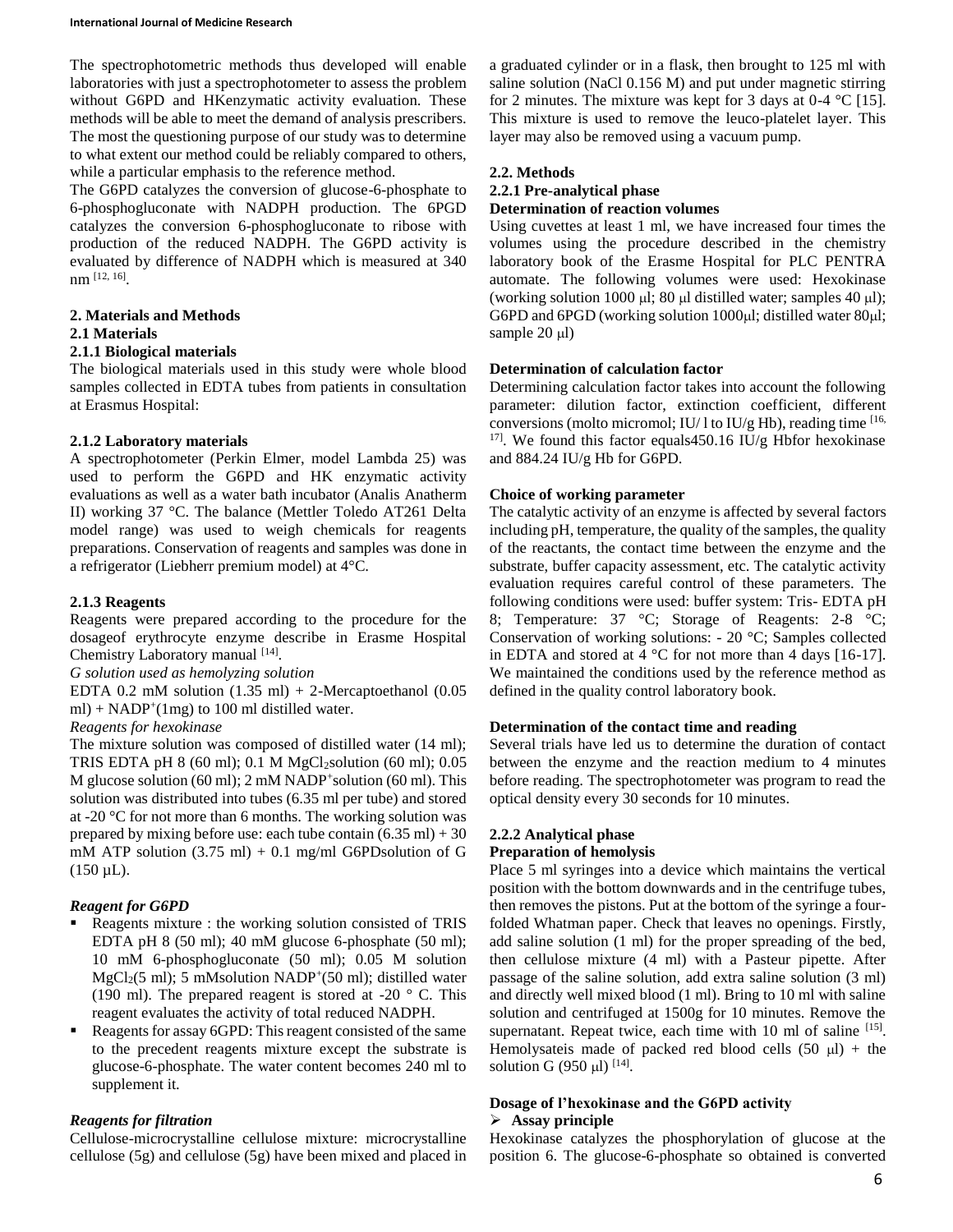The spectrophotometric methods thus developed will enable laboratories with just a spectrophotometer to assess the problem without G6PD and HKenzymatic activity evaluation. These methods will be able to meet the demand of analysis prescribers. The most the questioning purpose of our study was to determine to what extent our method could be reliably compared to others, while a particular emphasis to the reference method.

The G6PD catalyzes the conversion of glucose-6-phosphate to 6-phosphogluconate with NADPH production. The 6PGD catalyzes the conversion 6-phosphogluconate to ribose with production of the reduced NADPH. The G6PD activity is evaluated by difference of NADPH which is measured at 340 nm [12, 16].

## 2. Materials and Methods

### 2.1 Materials

#### 2.1.1 Biological materials

The biological materials used in this study were whole blood samples collected in EDTA tubes from patients in consultation at Erasmus Hospital:

#### 2.1.2 Laboratory materials

A spectrophotometer (Perkin Elmer, model Lambda 25) was used to perform the G6PD and HK enzymatic activity evaluations as well as a water bath incubator (Analis Anatherm II) working 37 °C. The balance (Mettler Toledo AT261 Delta model range) was used to weigh chemicals for reagents preparations. Conservation of reagents and samples was done in a refrigerator (Liebherr premium model) at 4°C.

#### 2.1.3 Reagents

Reagents were prepared according to the procedure for the dosageof erythrocyte enzyme describe in Erasme Hospital Chemistry Laboratory manual [14].

*G solution used as hemolyzing solution*

EDTA 0.2 mM solution (1.35 ml) + 2-Mercaptoethanol (0.05 ml) + $NADP^+$(1mg) to 100 ml distilled water.

*Reagents for hexokinase*

The mixture solution was composed of distilled water (14 ml); TRIS EDTA pH 8 (60 ml); 0.1 M $MgCl_2$solution (60 ml); 0.05 M glucose solution (60 ml); 2 mM $NADP^+$solution (60 ml). This solution was distributed into tubes (6.35 ml per tube) and stored at -20 °C for not more than 6 months. The working solution was prepared by mixing before use: each tube contain (6.35 ml) + 30 mM ATP solution (3.75 ml) + 0.1 mg/ml G6PDsolution of G (150 µL).

***Reagent for G6PD***

- Reagents mixture : the working solution consisted of TRIS EDTA pH 8 (50 ml); 40 mM glucose 6-phosphate (50 ml); 10 mM 6-phosphogluconate (50 ml); 0.05 M solution $MgCl_2$(5 ml); 5 mMsolution $NADP^+$(50 ml); distilled water (190 ml). The prepared reagent is stored at -20 ° C. This reagent evaluates the activity of total reduced NADPH.
- Reagents for assay 6GPD: This reagent consisted of the same to the precedent reagents mixture except the substrate is glucose-6-phosphate. The water content becomes 240 ml to supplement it.

***Reagents for filtration***

Cellulose-microcrystalline cellulose mixture: microcrystalline cellulose (5g) and cellulose (5g) have been mixed and placed in a graduated cylinder or in a flask, then brought to 125 ml with saline solution (NaCl 0.156 M) and put under magnetic stirring for 2 minutes. The mixture was kept for 3 days at 0-4 °C [15]. This mixture is used to remove the leuco-platelet layer. This layer may also be removed using a vacuum pump.

### 2.2. Methods

#### 2.2.1 Pre-analytical phase

**Determination of reaction volumes**

Using cuvettes at least 1 ml, we have increased four times the volumes using the procedure described in the chemistry laboratory book of the Erasme Hospital for PLC PENTRA automate. The following volumes were used: Hexokinase (working solution 1000 µl; 80 µl distilled water; samples 40 µl); G6PD and 6PGD (working solution 1000µl; distilled water 80µl; sample 20 µl)

**Determination of calculation factor**

Determining calculation factor takes into account the following parameter: dilution factor, extinction coefficient, different conversions (molto micromol; IU/ l to IU/g Hb), reading time [16, 17]. We found this factor equals450.16 IU/g Hbfor hexokinase and 884.24 IU/g Hb for G6PD.

**Choice of working parameter**

The catalytic activity of an enzyme is affected by several factors including pH, temperature, the quality of the samples, the quality of the reactants, the contact time between the enzyme and the substrate, buffer capacity assessment, etc. The catalytic activity evaluation requires careful control of these parameters. The following conditions were used: buffer system: Tris- EDTA pH 8; Temperature: 37 °C; Storage of Reagents: 2-8 °C; Conservation of working solutions: - 20 °C; Samples collected in EDTA and stored at 4 °C for not more than 4 days [16-17]. We maintained the conditions used by the reference method as defined in the quality control laboratory book.

**Determination of the contact time and reading**

Several trials have led us to determine the duration of contact between the enzyme and the reaction medium to 4 minutes before reading. The spectrophotometer was program to read the optical density every 30 seconds for 10 minutes.

#### 2.2.2 Analytical phase

**Preparation of hemolysis**

Place 5 ml syringes into a device which maintains the vertical position with the bottom downwards and in the centrifuge tubes, then removes the pistons. Put at the bottom of the syringe a four-folded Whatman paper. Check that leaves no openings. Firstly, add saline solution (1 ml) for the proper spreading of the bed, then cellulose mixture (4 ml) with a Pasteur pipette. After passage of the saline solution, add extra saline solution (3 ml) and directly well mixed blood (1 ml). Bring to 10 ml with saline solution and centrifuged at 1500g for 10 minutes. Remove the supernatant. Repeat twice, each time with 10 ml of saline [15]. Hemolysateis made of packed red blood cells (50 µl) + the solution G (950 µl) [14].

**Dosage of l'hexokinase and the G6PD activity**

- **Assay principle**

Hexokinase catalyzes the phosphorylation of glucose at the position 6. The glucose-6-phosphate so obtained is converted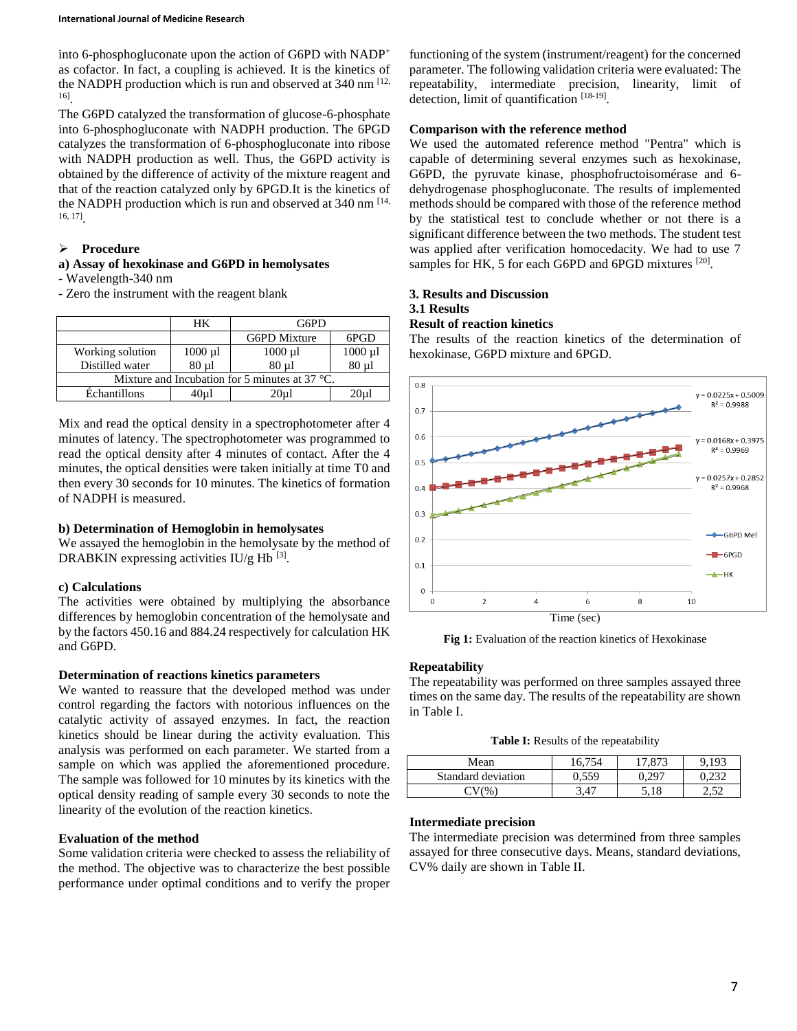into 6-phosphogluconate upon the action of G6PD with $NADP^+$ as cofactor. In fact, a coupling is achieved. It is the kinetics of the NADPH production which is run and observed at 340 nm [12, 16].

The G6PD catalyzed the transformation of glucose-6-phosphate into 6-phosphogluconate with NADPH production. The 6PGD catalyzes the transformation of 6-phosphogluconate into ribose with NADPH production as well. Thus, the G6PD activity is obtained by the difference of activity of the mixture reagent and that of the reaction catalyzed only by 6PGD.It is the kinetics of the NADPH production which is run and observed at 340 nm [14, 16, 17].

### ➢ Procedure

**a) Assay of hexokinase and G6PD in hemolysates**

- Wavelength-340 nm
- Zero the instrument with the reagent blank

| | HK | G6PD | |
|---|---|---|---|
| | | G6PD Mixture | 6PGD |
| Working solution | 1000 µl | 1000 µl | 1000 µl |
| Distilled water | 80 µl | 80 µl | 80 µl |
| Mixture and Incubation for 5 minutes at 37 °C. | | | |
| Échantillons | 40µl | 20µl | 20µl |

Mix and read the optical density in a spectrophotometer after 4 minutes of latency. The spectrophotometer was programmed to read the optical density after 4 minutes of contact. After the 4 minutes, the optical densities were taken initially at time T0 and then every 30 seconds for 10 minutes. The kinetics of formation of NADPH is measured.

**b) Determination of Hemoglobin in hemolysates**

We assayed the hemoglobin in the hemolysate by the method of DRABKIN expressing activities IU/g Hb [3].

**c) Calculations**

The activities were obtained by multiplying the absorbance differences by hemoglobin concentration of the hemolysate and by the factors 450.16 and 884.24 respectively for calculation HK and G6PD.

**Determination of reactions kinetics parameters**

We wanted to reassure that the developed method was under control regarding the factors with notorious influences on the catalytic activity of assayed enzymes. In fact, the reaction kinetics should be linear during the activity evaluation. This analysis was performed on each parameter. We started from a sample on which was applied the aforementioned procedure. The sample was followed for 10 minutes by its kinetics with the optical density reading of sample every 30 seconds to note the linearity of the evolution of the reaction kinetics.

**Evaluation of the method**

Some validation criteria were checked to assess the reliability of the method. The objective was to characterize the best possible performance under optimal conditions and to verify the proper functioning of the system (instrument/reagent) for the concerned parameter. The following validation criteria were evaluated: The repeatability, intermediate precision, linearity, limit of detection, limit of quantification [18-19].

**Comparison with the reference method**

We used the automated reference method "Pentra" which is capable of determining several enzymes such as hexokinase, G6PD, the pyruvate kinase, phosphofructoisomérase and 6-dehydrogenase phosphogluconate. The results of implemented methods should be compared with those of the reference method by the statistical test to conclude whether or not there is a significant difference between the two methods. The student test was applied after verification homocedacity. We had to use 7 samples for HK, 5 for each G6PD and 6PGD mixtures [20].

## 3. Results and Discussion

### 3.1 Results

**Result of reaction kinetics**

The results of the reaction kinetics of the determination of hexokinase, G6PD mixture and 6PGD.

y = 0.0225x + 0.5009
R² = 0.9988
y = 0.0168x + 0.3975
R² = 0.9969
y = 0.0257x + 0.2852
R² = 0.9968
G6PD Mel
6PGD
HK
Time (sec)

**Fig 1:** Evaluation of the reaction kinetics of Hexokinase

**Repeatability**

The repeatability was performed on three samples assayed three times on the same day. The results of the repeatability are shown in Table I.

**Table I:** Results of the repeatability

| | | | |
|---|---|---|---|
| Mean | 16,754 | 17,873 | 9,193 |
| Standard deviation | 0,559 | 0,297 | 0,232 |
| CV(%) | 3,47 | 5,18 | 2,52 |

**Intermediate precision**

The intermediate precision was determined from three samples assayed for three consecutive days. Means, standard deviations, CV% daily are shown in Table II.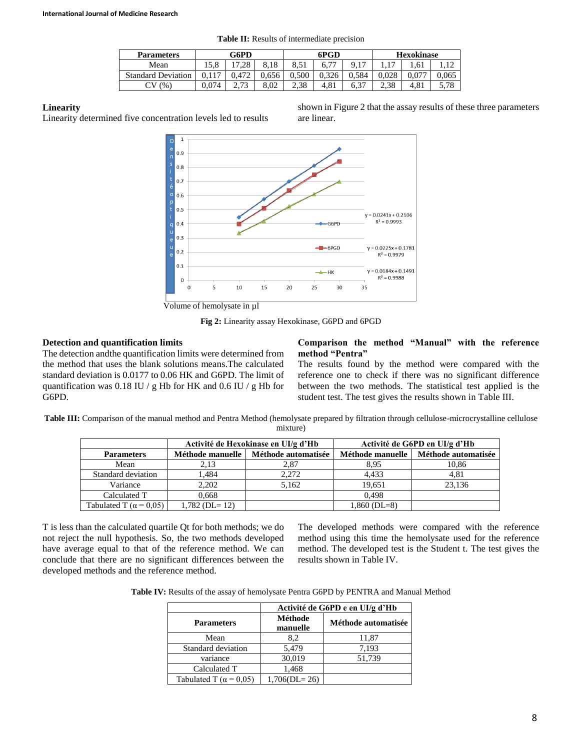**Table II:** Results of intermediate precision

| Parameters | G6PD | | | 6PGD | | | Hexokinase | | |
|---|---|---|---|---|---|---|---|---|---|
| Mean | 15,8 | 17,28 | 8,18 | 8,51 | 6,77 | 9,17 | 1,17 | 1,61 | 1,12 |
| Standard Deviation | 0,117 | 0,472 | 0,656 | 0,500 | 0,326 | 0,584 | 0,028 | 0,077 | 0,065 |
| CV (%) | 0,074 | 2,73 | 8,02 | 2,38 | 4,81 | 6,37 | 2,38 | 4,81 | 5,78 |

### Linearity

Linearity determined five concentration levels led to results shown in Figure 2 that the assay results of these three parameters are linear.

Fig 2: Linearity assay Hexokinase, G6PD and 6PGD

### Detection and quantification limits

The detection andthe quantification limits were determined from the method that uses the blank solutions means.The calculated standard deviation is 0.0177 to 0.06 HK and G6PD. The limit of quantification was 0.18 IU / g Hb for HK and 0.6 IU / g Hb for G6PD.

### Comparison the method "Manual" with the reference method "Pentra"

The results found by the method were compared with the reference one to check if there was no significant difference between the two methods. The statistical test applied is the student test. The test gives the results shown in Table III.

**Table III:** Comparison of the manual method and Pentra Method (hemolysate prepared by filtration through cellulose-microcrystalline cellulose mixture)

| | Activité de Hexokinase en UI/g d'Hb | | Activité de G6PD en UI/g d'Hb | |
|---|---|---|---|---|
| **Parameters** | **Méthode manuelle** | **Méthode automatisée** | **Méthode manuelle** | **Méthode automatisée** |
| Mean | 2,13 | 2,87 | 8,95 | 10,86 |
| Standard deviation | 1,484 | 2,272 | 4,433 | 4,81 |
| Variance | 2,202 | 5,162 | 19,651 | 23,136 |
| Calculated T | 0,668 | | 0,498 | |
| Tabulated T ($\alpha = 0,05$) | 1,782 (DL= 12) | | 1,860 (DL=8) | |

T is less than the calculated quartile Qt for both methods; we do not reject the null hypothesis. So, the two methods developed have average equal to that of the reference method. We can conclude that there are no significant differences between the developed methods and the reference method.

The developed methods were compared with the reference method using this time the hemolysate used for the reference method. The developed test is the Student t. The test gives the results shown in Table IV.

**Table IV:** Results of the assay of hemolysate Pentra G6PD by PENTRA and Manual Method

| | Activité de G6PD e en UI/g d'Hb | |
|---|---|---|
| **Parameters** | **Méthode manuelle** | **Méthode automatisée** |
| Mean | 8,2 | 11,87 |
| Standard deviation | 5,479 | 7,193 |
| variance | 30,019 | 51,739 |
| Calculated T | 1,468 | |
| Tabulated T ($\alpha = 0,05$) | 1,706(DL= 26) | |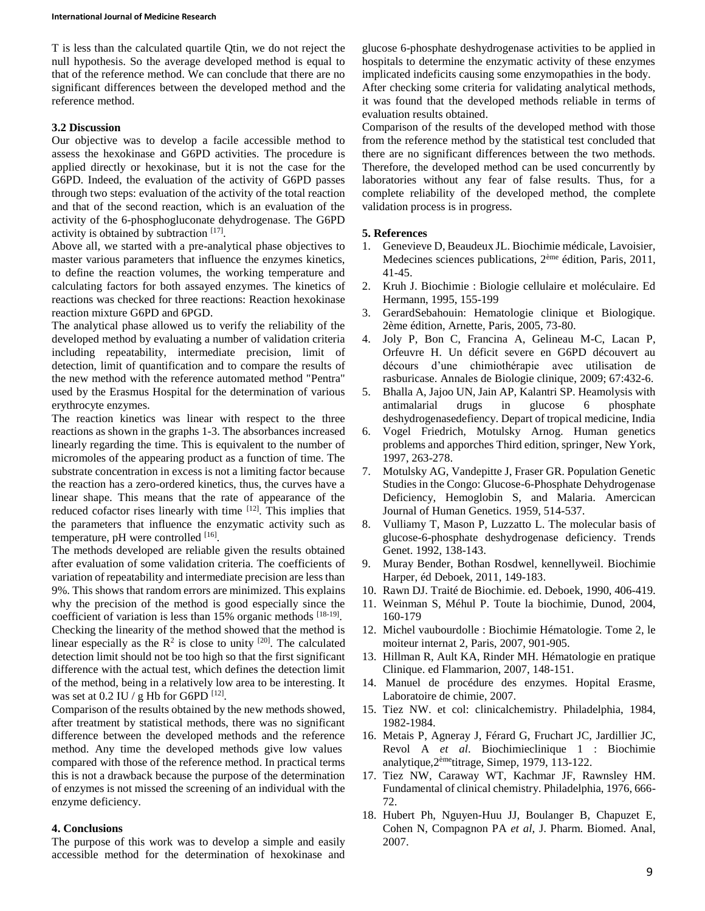T is less than the calculated quartile Qtin, we do not reject the null hypothesis. So the average developed method is equal to that of the reference method. We can conclude that there are no significant differences between the developed method and the reference method.

### 3.2 Discussion

Our objective was to develop a facile accessible method to assess the hexokinase and G6PD activities. The procedure is applied directly or hexokinase, but it is not the case for the G6PD. Indeed, the evaluation of the activity of G6PD passes through two steps: evaluation of the activity of the total reaction and that of the second reaction, which is an evaluation of the activity of the 6-phosphogluconate dehydrogenase. The G6PD activity is obtained by subtraction [17].

Above all, we started with a pre-analytical phase objectives to master various parameters that influence the enzymes kinetics, to define the reaction volumes, the working temperature and calculating factors for both assayed enzymes. The kinetics of reactions was checked for three reactions: Reaction hexokinase reaction mixture G6PD and 6PGD.

The analytical phase allowed us to verify the reliability of the developed method by evaluating a number of validation criteria including repeatability, intermediate precision, limit of detection, limit of quantification and to compare the results of the new method with the reference automated method "Pentra" used by the Erasmus Hospital for the determination of various erythrocyte enzymes.

The reaction kinetics was linear with respect to the three reactions as shown in the graphs 1-3. The absorbances increased linearly regarding the time. This is equivalent to the number of micromoles of the appearing product as a function of time. The substrate concentration in excess is not a limiting factor because the reaction has a zero-ordered kinetics, thus, the curves have a linear shape. This means that the rate of appearance of the reduced cofactor rises linearly with time [12]. This implies that the parameters that influence the enzymatic activity such as temperature, pH were controlled [16].

The methods developed are reliable given the results obtained after evaluation of some validation criteria. The coefficients of variation of repeatability and intermediate precision are less than 9%. This shows that random errors are minimized. This explains why the precision of the method is good especially since the coefficient of variation is less than 15% organic methods [18-19].

Checking the linearity of the method showed that the method is linear especially as the $R^2$ is close to unity [20]. The calculated detection limit should not be too high so that the first significant difference with the actual test, which defines the detection limit of the method, being in a relatively low area to be interesting. It was set at 0.2 IU / g Hb for G6PD [12].

Comparison of the results obtained by the new methods showed, after treatment by statistical methods, there was no significant difference between the developed methods and the reference method. Any time the developed methods give low values compared with those of the reference method. In practical terms this is not a drawback because the purpose of the determination of enzymes is not missed the screening of an individual with the enzyme deficiency.

## 4. Conclusions

The purpose of this work was to develop a simple and easily accessible method for the determination of hexokinase and glucose 6-phosphate deshydrogenase activities to be applied in hospitals to determine the enzymatic activity of these enzymes implicated indeficits causing some enzymopathies in the body.

After checking some criteria for validating analytical methods, it was found that the developed methods reliable in terms of evaluation results obtained.

Comparison of the results of the developed method with those from the reference method by the statistical test concluded that there are no significant differences between the two methods. Therefore, the developed method can be used concurrently by laboratories without any fear of false results. Thus, for a complete reliability of the developed method, the complete validation process is in progress.

## 5. References

1. Genevieve D, Beaudeux JL. Biochimie médicale, Lavoisier, Medecines sciences publications, 2ème édition, Paris, 2011, 41-45.
2. Kruh J. Biochimie : Biologie cellulaire et moléculaire. Ed Hermann, 1995, 155-199
3. GerardSebahouin: Hematologie clinique et Biologique. 2ème édition, Arnette, Paris, 2005, 73-80.
4. Joly P, Bon C, Francina A, Gelineau M-C, Lacan P, Orfeuvre H. Un déficit severe en G6PD découvert au décours d'une chimiothérapie avec utilisation de rasburicase. Annales de Biologie clinique, 2009; 67:432-6.
5. Bhalla A, Jajoo UN, Jain AP, Kalantri SP. Heamolysis with antimalarial drugs in glucose 6 phosphate deshydrogenasedefiency. Depart of tropical medicine, India
6. Vogel Friedrich, Motulsky Arnog. Human genetics problems and approches Third edition, springer, New York, 1997, 263-278.
7. Motulsky AG, Vandepitte J, Fraser GR. Population Genetic Studies in the Congo: Glucose-6-Phosphate Dehydrogenase Deficiency, Hemoglobin S, and Malaria. Amercican Journal of Human Genetics. 1959, 514-537.
8. Vulliamy T, Mason P, Luzzatto L. The molecular basis of glucose-6-phosphate deshydrogenase deficiency. Trends Genet. 1992, 138-143.
9. Muray Bender, Bothan Rosdwel, kennellyweil. Biochimie Harper, éd Deboek, 2011, 149-183.
10. Rawn DJ. Traité de Biochimie. ed. Deboek, 1990, 406-419.
11. Weinman S, Méhul P. Toute la biochimie, Dunod, 2004, 160-179
12. Michel vaubourdolle : Biochimie Hématologie. Tome 2, le moiteur internat 2, Paris, 2007, 901-905.
13. Hillman R, Ault KA, Rinder MH. Hématologie en pratique Clinique. ed Flammarion, 2007, 148-151.
14. Manuel de procédure des enzymes. Hopital Erasme, Laboratoire de chimie, 2007.
15. Tiez NW. et col: clinicalchemistry. Philadelphia, 1984, 1982-1984.
16. Metais P, Agneray J, Férard G, Fruchart JC, Jardillier JC, Revol A *et al*. Biochimieclinique 1 : Biochimie analytique,2èmetitrage, Simep, 1979, 113-122.
17. Tiez NW, Caraway WT, Kachmar JF, Rawnsley HM. Fundamental of clinical chemistry. Philadelphia, 1976, 666-72.
18. Hubert Ph, Nguyen-Huu JJ, Boulanger B, Chapuzet E, Cohen N, Compagnon PA *et al*, J. Pharm. Biomed. Anal, 2007.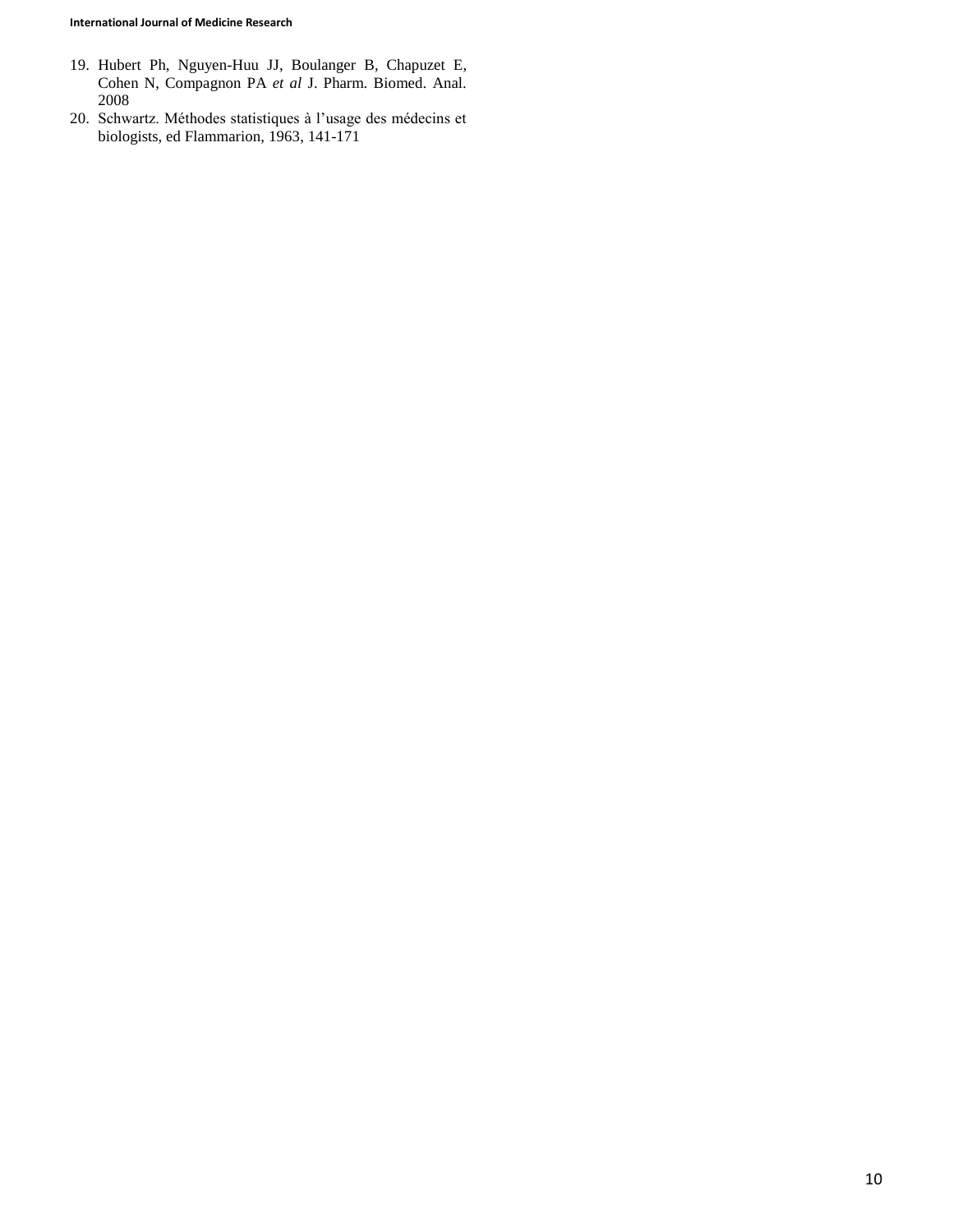19. Hubert Ph, Nguyen-Huu JJ, Boulanger B, Chapuzet E, Cohen N, Compagnon PA *et al* J. Pharm. Biomed. Anal. 2008
20. Schwartz. Méthodes statistiques à l'usage des médecins et biologists, ed Flammarion, 1963, 141-171